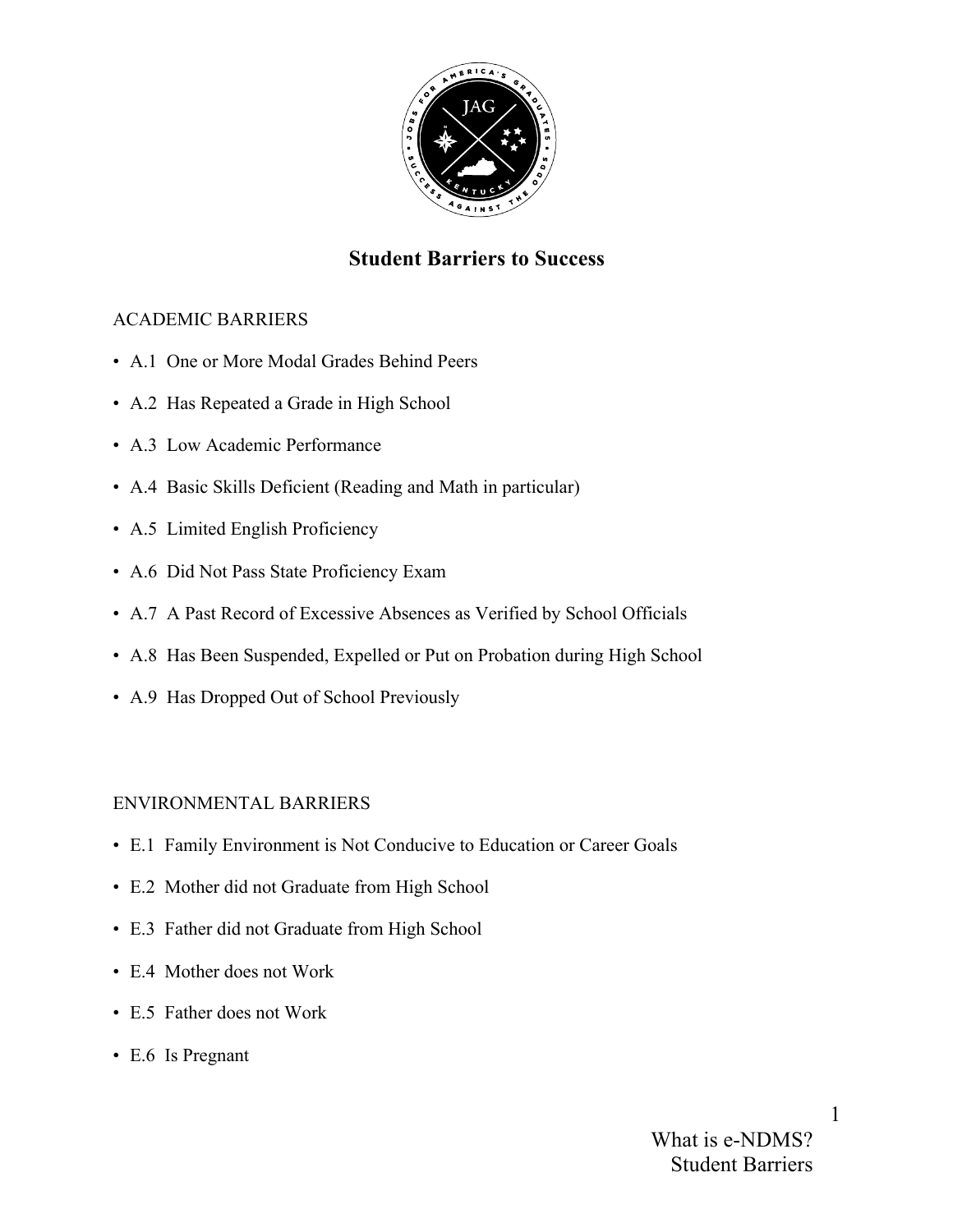# Student Barriers to Success

ACADEMIC BARRIERS

- A.1 One or More Modal Grades Behind Peers
- A.2 Has Repeated a Grade in High School
- A.3 Low Academic Performance
- A.4 Basic Skills Deficient (Reading and Math in particular)
- A.5 Limited English Proficiency
- A.6 Did Not Pass State Proficiency Exam
- A.7 A Past Record of Excessive Absences as Verified by School Officials
- A.8 Has Been Suspended, Expelled or Put on Probation during High School
- A.9 Has Dropped Out of School Previously

ENVIRONMENTAL BARRIERS

- E.1 Family Environment is Not Conducive to Education or Career Goals
- E.2 Mother did not Graduate from High School
- E.3 Father did not Graduate from High School
- E.4 Mother does not Work
- E.5 Father does not Work
- E.6 Is Pregnant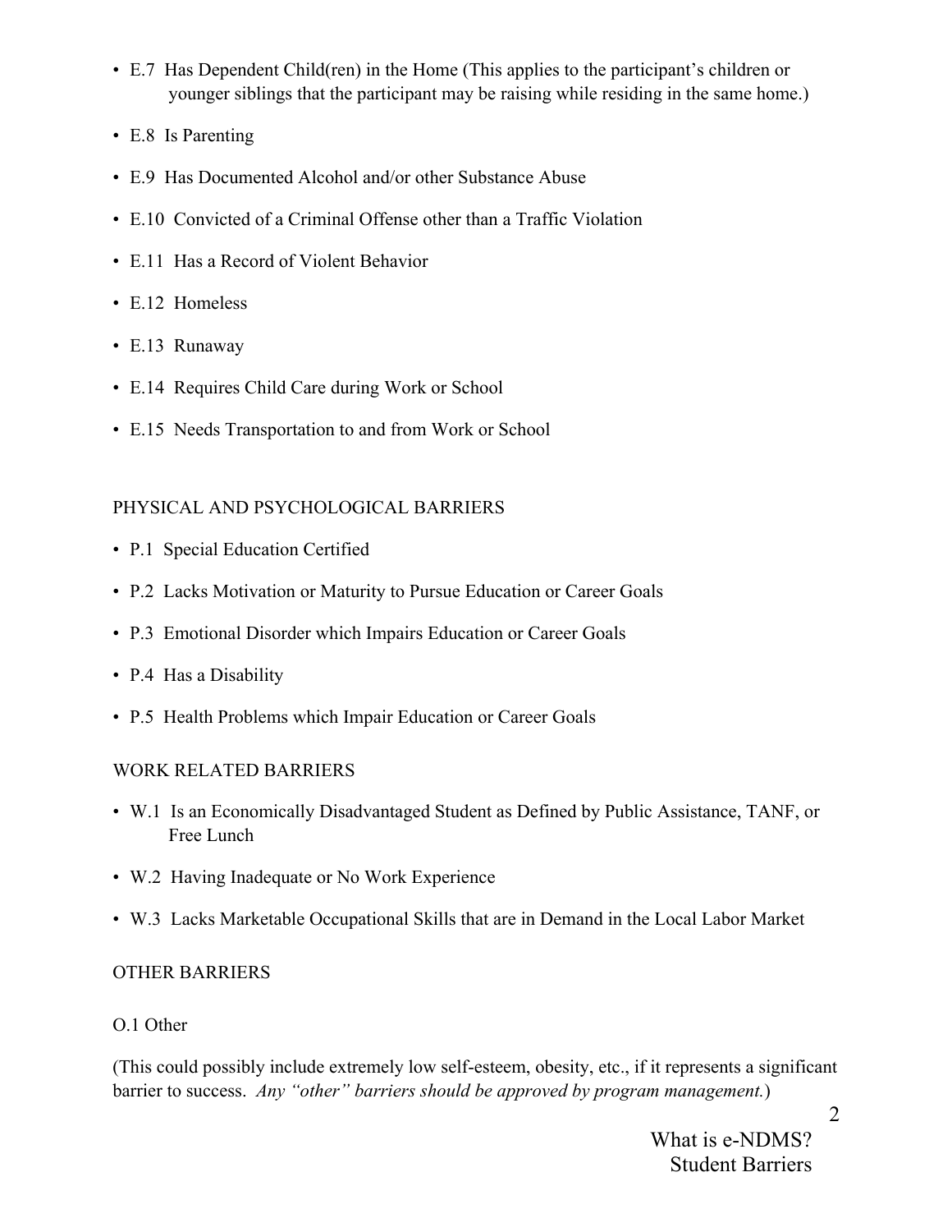- E.7 Has Dependent Child(ren) in the Home (This applies to the participant's children or younger siblings that the participant may be raising while residing in the same home.)
- E.8 Is Parenting
- E.9 Has Documented Alcohol and/or other Substance Abuse
- E.10 Convicted of a Criminal Offense other than a Traffic Violation
- E.11 Has a Record of Violent Behavior
- E.12 Homeless
- E.13 Runaway
- E.14 Requires Child Care during Work or School
- E.15 Needs Transportation to and from Work or School

PHYSICAL AND PSYCHOLOGICAL BARRIERS

- P.1 Special Education Certified
- P.2 Lacks Motivation or Maturity to Pursue Education or Career Goals
- P.3 Emotional Disorder which Impairs Education or Career Goals
- P.4 Has a Disability
- P.5 Health Problems which Impair Education or Career Goals

WORK RELATED BARRIERS

- W.1 Is an Economically Disadvantaged Student as Defined by Public Assistance, TANF, or Free Lunch
- W.2 Having Inadequate or No Work Experience
- W.3 Lacks Marketable Occupational Skills that are in Demand in the Local Labor Market

OTHER BARRIERS

O.1 Other

(This could possibly include extremely low self-esteem, obesity, etc., if it represents a significant barrier to success. *Any "other" barriers should be approved by program management.*)